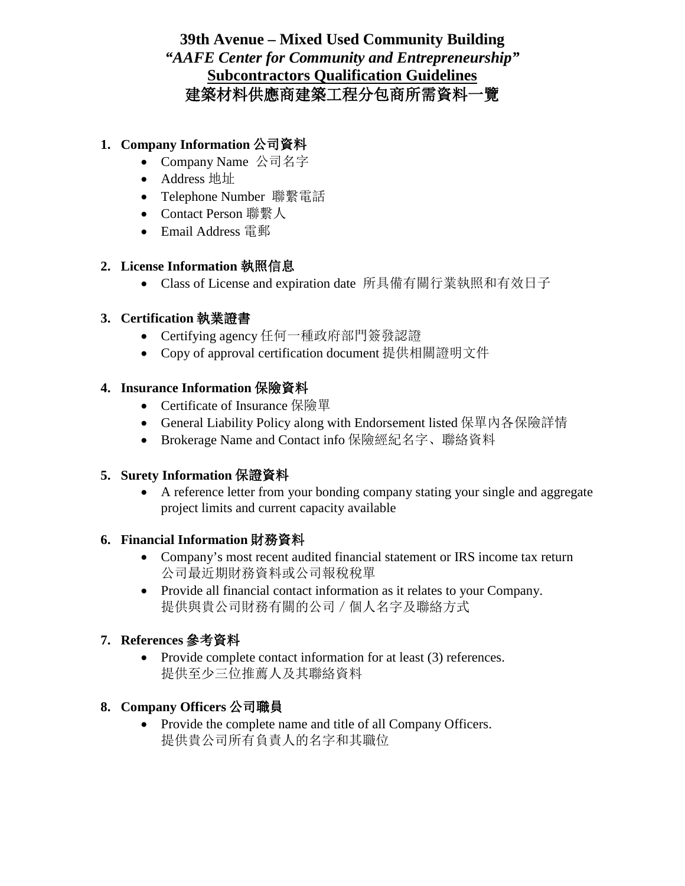# 39th Avenue – Mixed Used Community Building

## *"AAFE Center for Community and Entrepreneurship"*

## Subcontractors Qualification Guidelines

## 建築材料供應商建築工程分包商所需資料一覽

1. **Company Information 公司資料**
   - Company Name 公司名字
   - Address 地址
   - Telephone Number 聯繫電話
   - Contact Person 聯繫人
   - Email Address 電郵

2. **License Information 執照信息**
   - Class of License and expiration date 所具備有關行業執照和有效日子

3. **Certification 執業證書**
   - Certifying agency 任何一種政府部門簽發認證
   - Copy of approval certification document 提供相關證明文件

4. **Insurance Information 保險資料**
   - Certificate of Insurance 保險單
   - General Liability Policy along with Endorsement listed 保單內各保險詳情
   - Brokerage Name and Contact info 保險經紀名字、聯絡資料

5. **Surety Information 保證資料**
   - A reference letter from your bonding company stating your single and aggregate project limits and current capacity available

6. **Financial Information 財務資料**
   - Company's most recent audited financial statement or IRS income tax return 公司最近期財務資料或公司報稅稅單
   - Provide all financial contact information as it relates to your Company. 提供與貴公司財務有關的公司／個人名字及聯絡方式

7. **References 參考資料**
   - Provide complete contact information for at least (3) references. 提供至少三位推薦人及其聯絡資料

8. **Company Officers 公司職員**
   - Provide the complete name and title of all Company Officers. 提供貴公司所有負責人的名字和其職位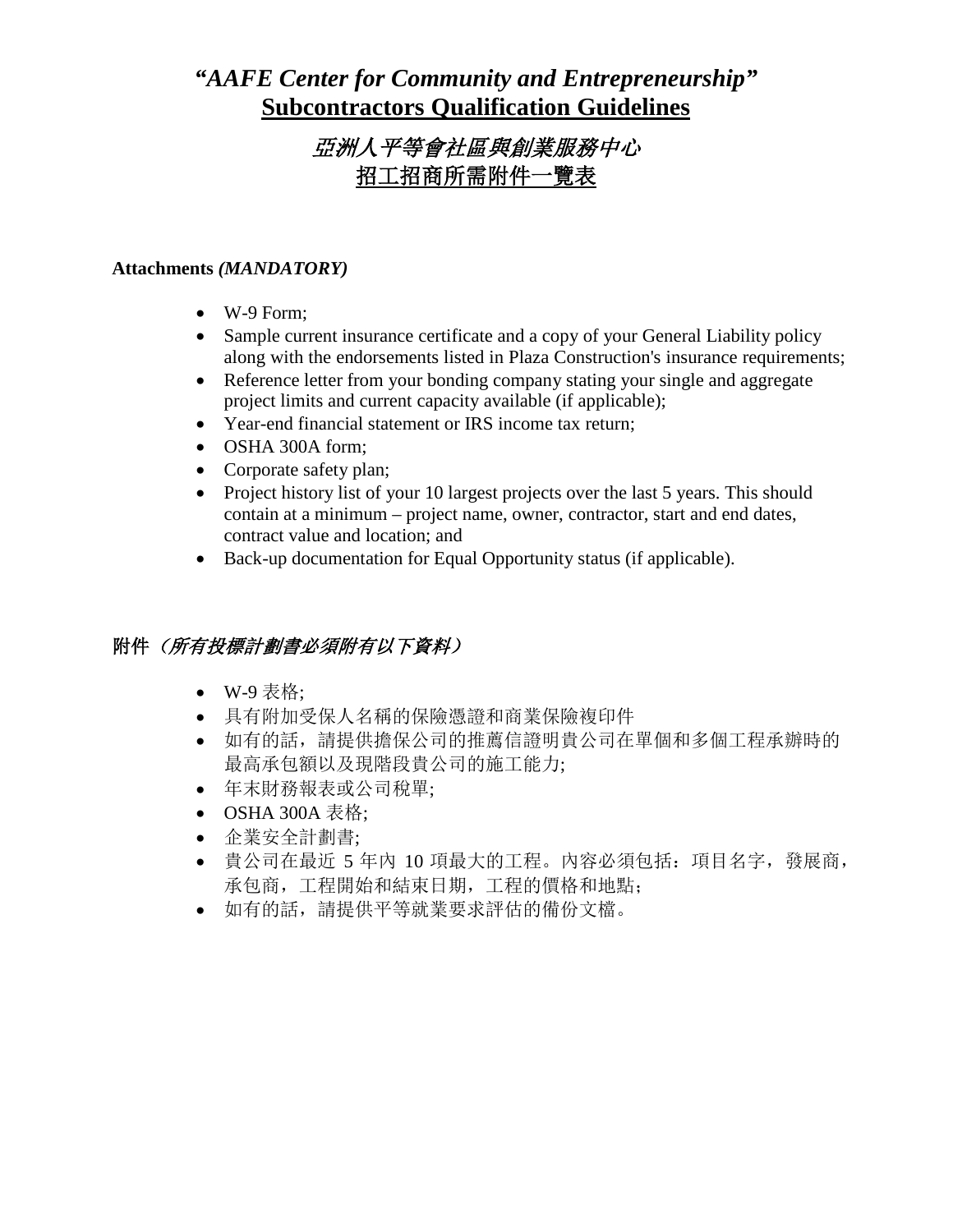# *"AAFE Center for Community and Entrepreneurship"*
# **Subcontractors Qualification Guidelines**

# *亞洲人平等會社區與創業服務中心*
# 招工招商所需附件一覽表

**Attachments *(MANDATORY)***

- W-9 Form;
- Sample current insurance certificate and a copy of your General Liability policy along with the endorsements listed in Plaza Construction's insurance requirements;
- Reference letter from your bonding company stating your single and aggregate project limits and current capacity available (if applicable);
- Year-end financial statement or IRS income tax return;
- OSHA 300A form;
- Corporate safety plan;
- Project history list of your 10 largest projects over the last 5 years. This should contain at a minimum – project name, owner, contractor, start and end dates, contract value and location; and
- Back-up documentation for Equal Opportunity status (if applicable).

**附件** *（所有投標計劃書必須附有以下資料）*

- W-9 表格;
- 具有附加受保人名稱的保險憑證和商業保險複印件
- 如有的話，請提供擔保公司的推薦信證明貴公司在單個和多個工程承辦時的最高承包額以及現階段貴公司的施工能力;
- 年末財務報表或公司稅單;
- OSHA 300A 表格;
- 企業安全計劃書;
- 貴公司在最近 5 年內 10 項最大的工程。內容必須包括：項目名字，發展商，承包商，工程開始和結束日期，工程的價格和地點;
- 如有的話，請提供平等就業要求評估的備份文檔。